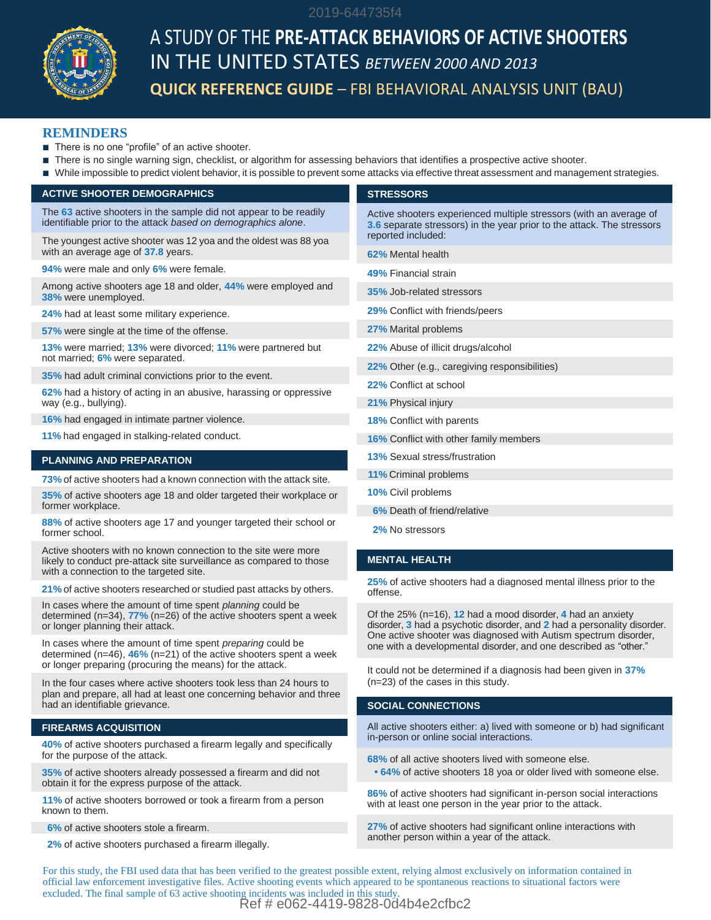# A STUDY OF THE **PRE-ATTACK BEHAVIORS OF ACTIVE SHOOTERS** IN THE UNITED STATES *BETWEEN 2000 AND 2013*

## **QUICK REFERENCE GUIDE** – FBI BEHAVIORAL ANALYSIS UNIT (BAU)

## REMINDERS

- There is no one "profile" of an active shooter.
- There is no single warning sign, checklist, or algorithm for assessing behaviors that identifies a prospective active shooter.
- While impossible to predict violent behavior, it is possible to prevent some attacks via effective threat assessment and management strategies.

### ACTIVE SHOOTER DEMOGRAPHICS

The **63** active shooters in the sample did not appear to be readily identifiable prior to the attack *based on demographics alone*.

The youngest active shooter was 12 yoa and the oldest was 88 yoa with an average age of **37.8** years.

**94%** were male and only **6%** were female.

Among active shooters age 18 and older, **44%** were employed and **38%** were unemployed.

**24%** had at least some military experience.

**57%** were single at the time of the offense.

**13%** were married; **13%** were divorced; **11%** were partnered but not married; **6%** were separated.

**35%** had adult criminal convictions prior to the event.

**62%** had a history of acting in an abusive, harassing or oppressive way (e.g., bullying).

**16%** had engaged in intimate partner violence.

**11%** had engaged in stalking-related conduct.

### PLANNING AND PREPARATION

**73%** of active shooters had a known connection with the attack site.

**35%** of active shooters age 18 and older targeted their workplace or former workplace.

**88%** of active shooters age 17 and younger targeted their school or former school.

Active shooters with no known connection to the site were more likely to conduct pre-attack site surveillance as compared to those with a connection to the targeted site.

**21%** of active shooters researched or studied past attacks by others.

In cases where the amount of time spent *planning* could be determined (n=34), **77%** (n=26) of the active shooters spent a week or longer planning their attack.

In cases where the amount of time spent *preparing* could be determined (n=46), **46%** (n=21) of the active shooters spent a week or longer preparing (procuring the means) for the attack.

In the four cases where active shooters took less than 24 hours to plan and prepare, all had at least one concerning behavior and three had an identifiable grievance.

### FIREARMS ACQUISITION

**40%** of active shooters purchased a firearm legally and specifically for the purpose of the attack.

**35%** of active shooters already possessed a firearm and did not obtain it for the express purpose of the attack.

**11%** of active shooters borrowed or took a firearm from a person known to them.

**6%** of active shooters stole a firearm.

**2%** of active shooters purchased a firearm illegally.

### STRESSORS

Active shooters experienced multiple stressors (with an average of **3.6** separate stressors) in the year prior to the attack. The stressors reported included:

- **62%** Mental health
- **49%** Financial strain
- **35%** Job-related stressors
- **29%** Conflict with friends/peers
- **27%** Marital problems
- **22%** Abuse of illicit drugs/alcohol
- **22%** Other (e.g., caregiving responsibilities)
- **22%** Conflict at school
- **21%** Physical injury
- **18%** Conflict with parents
- **16%** Conflict with other family members
- **13%** Sexual stress/frustration
- **11%** Criminal problems
- **10%** Civil problems
- **6%** Death of friend/relative
- **2%** No stressors

### MENTAL HEALTH

**25%** of active shooters had a diagnosed mental illness prior to the offense.

Of the 25% (n=16), **12** had a mood disorder, **4** had an anxiety disorder, **3** had a psychotic disorder, and **2** had a personality disorder. One active shooter was diagnosed with Autism spectrum disorder, one with a developmental disorder, and one described as "other."

It could not be determined if a diagnosis had been given in **37%** (n=23) of the cases in this study.

### SOCIAL CONNECTIONS

All active shooters either: a) lived with someone or b) had significant in-person or online social interactions.

**68%** of all active shooters lived with someone else.
- **64%** of active shooters 18 yoa or older lived with someone else.

**86%** of active shooters had significant in-person social interactions with at least one person in the year prior to the attack.

**27%** of active shooters had significant online interactions with another person within a year of the attack.

For this study, the FBI used data that has been verified to the greatest possible extent, relying almost exclusively on information contained in official law enforcement investigative files. Active shooting events which appeared to be spontaneous reactions to situational factors were excluded. The final sample of 63 active shooting incidents was included in this study.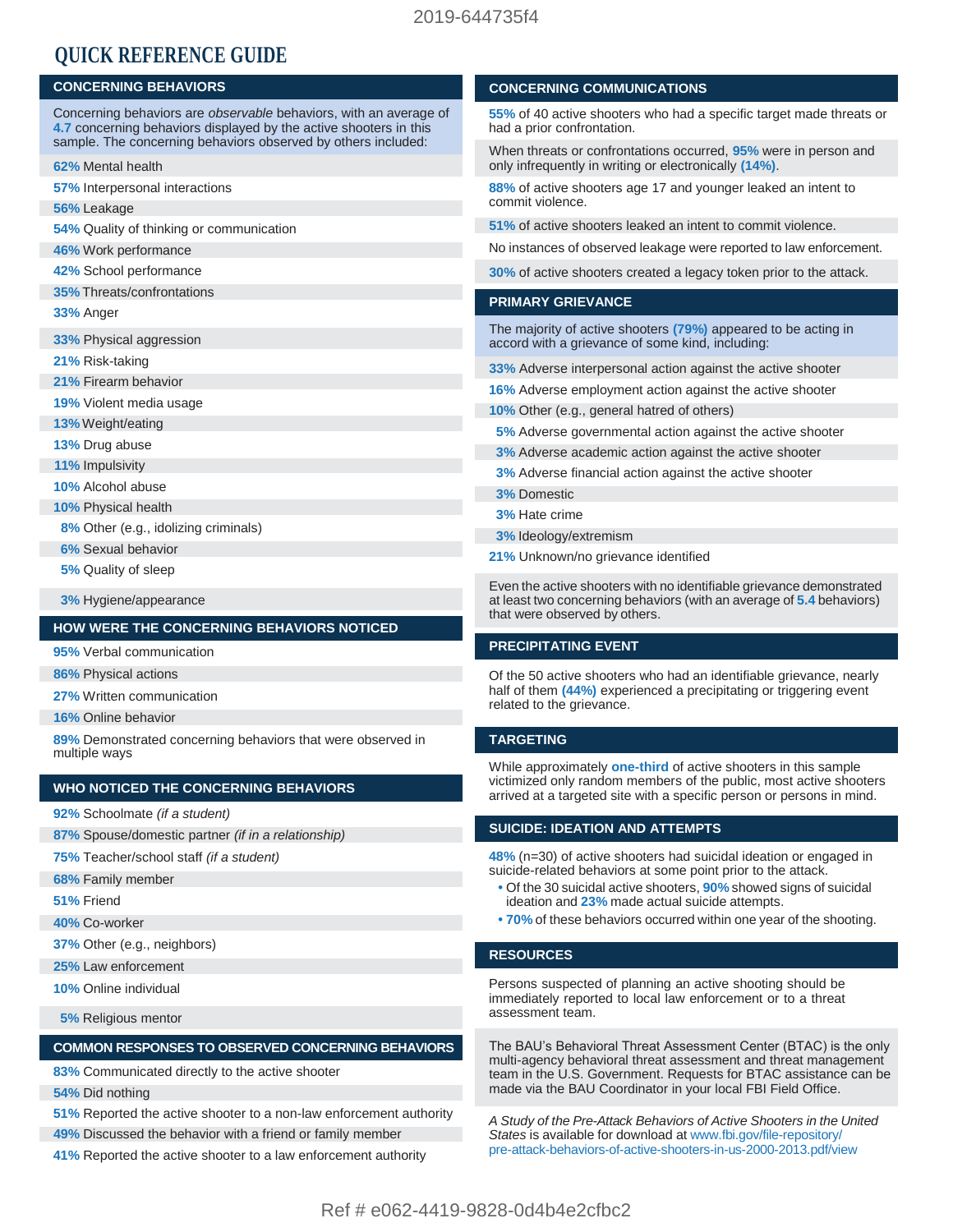# QUICK REFERENCE GUIDE

## CONCERNING BEHAVIORS

Concerning behaviors are *observable* behaviors, with an average of **4.7** concerning behaviors displayed by the active shooters in this sample. The concerning behaviors observed by others included:

- **62%** Mental health
- **57%** Interpersonal interactions
- **56%** Leakage
- **54%** Quality of thinking or communication
- **46%** Work performance
- **42%** School performance
- **35%** Threats/confrontations
- **33%** Anger
- **33%** Physical aggression
- **21%** Risk-taking
- **21%** Firearm behavior
- **19%** Violent media usage
- **13%** Weight/eating
- **13%** Drug abuse
- **11%** Impulsivity
- **10%** Alcohol abuse
- **10%** Physical health
- **8%** Other (e.g., idolizing criminals)
- **6%** Sexual behavior
- **5%** Quality of sleep
- **3%** Hygiene/appearance

## HOW WERE THE CONCERNING BEHAVIORS NOTICED

- **95%** Verbal communication
- **86%** Physical actions
- **27%** Written communication
- **16%** Online behavior
- **89%** Demonstrated concerning behaviors that were observed in multiple ways

## WHO NOTICED THE CONCERNING BEHAVIORS

- **92%** Schoolmate *(if a student)*
- **87%** Spouse/domestic partner *(if in a relationship)*
- **75%** Teacher/school staff *(if a student)*
- **68%** Family member
- **51%** Friend
- **40%** Co-worker
- **37%** Other (e.g., neighbors)
- **25%** Law enforcement
- **10%** Online individual
- **5%** Religious mentor

## COMMON RESPONSES TO OBSERVED CONCERNING BEHAVIORS

- **83%** Communicated directly to the active shooter
- **54%** Did nothing
- **51%** Reported the active shooter to a non-law enforcement authority
- **49%** Discussed the behavior with a friend or family member
- **41%** Reported the active shooter to a law enforcement authority

## CONCERNING COMMUNICATIONS

**55%** of 40 active shooters who had a specific target made threats or had a prior confrontation.

When threats or confrontations occurred, **95%** were in person and only infrequently in writing or electronically **(14%)**.

**88%** of active shooters age 17 and younger leaked an intent to commit violence.

**51%** of active shooters leaked an intent to commit violence.

No instances of observed leakage were reported to law enforcement.

**30%** of active shooters created a legacy token prior to the attack.

## PRIMARY GRIEVANCE

The majority of active shooters **(79%)** appeared to be acting in accord with a grievance of some kind, including:

- **33%** Adverse interpersonal action against the active shooter
- **16%** Adverse employment action against the active shooter
- **10%** Other (e.g., general hatred of others)
- **5%** Adverse governmental action against the active shooter
- **3%** Adverse academic action against the active shooter
- **3%** Adverse financial action against the active shooter
- **3%** Domestic
- **3%** Hate crime
- **3%** Ideology/extremism
- **21%** Unknown/no grievance identified

Even the active shooters with no identifiable grievance demonstrated at least two concerning behaviors (with an average of **5.4** behaviors) that were observed by others.

## PRECIPITATING EVENT

Of the 50 active shooters who had an identifiable grievance, nearly half of them **(44%)** experienced a precipitating or triggering event related to the grievance.

## TARGETING

While approximately **one-third** of active shooters in this sample victimized only random members of the public, most active shooters arrived at a targeted site with a specific person or persons in mind.

## SUICIDE: IDEATION AND ATTEMPTS

**48%** (n=30) of active shooters had suicidal ideation or engaged in suicide-related behaviors at some point prior to the attack.

- Of the 30 suicidal active shooters, **90%** showed signs of suicidal ideation and **23%** made actual suicide attempts.
- **70%** of these behaviors occurred within one year of the shooting.

## RESOURCES

Persons suspected of planning an active shooting should be immediately reported to local law enforcement or to a threat assessment team.

The BAU's Behavioral Threat Assessment Center (BTAC) is the only multi-agency behavioral threat assessment and threat management team in the U.S. Government. Requests for BTAC assistance can be made via the BAU Coordinator in your local FBI Field Office.

*A Study of the Pre-Attack Behaviors of Active Shooters in the United States* is available for download at www.fbi.gov/file-repository/pre-attack-behaviors-of-active-shooters-in-us-2000-2013.pdf/view